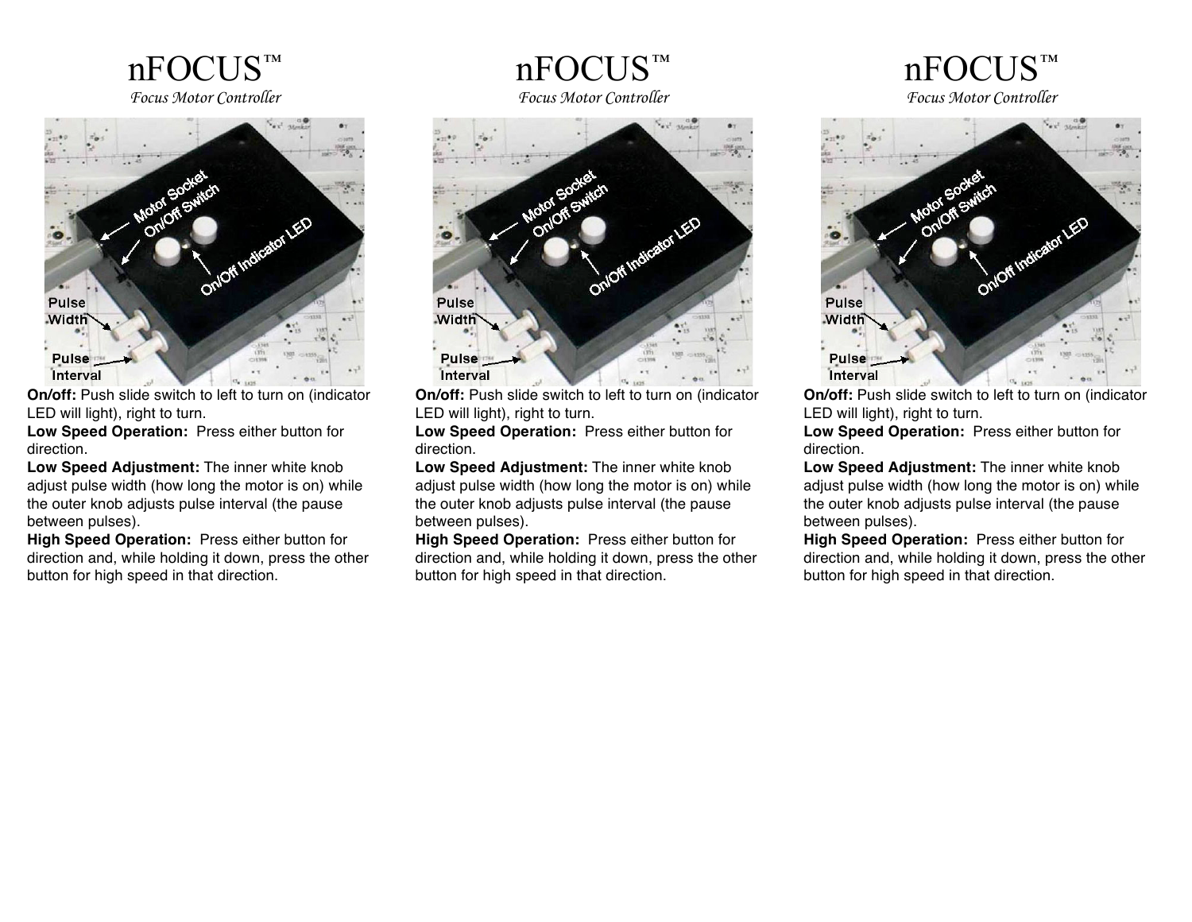# nFOCUS™

*Focus Motor Controller*

Motor Socket

On/Off Switch

On/Off Indicator LED

Pulse Width

Pulse Interval

**On/off:** Push slide switch to left to turn on (indicator LED will light), right to turn.

**Low Speed Operation:** Press either button for direction.

**Low Speed Adjustment:** The inner white knob adjust pulse width (how long the motor is on) while the outer knob adjusts pulse interval (the pause between pulses).

**High Speed Operation:** Press either button for direction and, while holding it down, press the other button for high speed in that direction.

# nFOCUS™

*Focus Motor Controller*

Motor Socket

On/Off Switch

On/Off Indicator LED

Pulse Width

Pulse Interval

**On/off:** Push slide switch to left to turn on (indicator LED will light), right to turn.

**Low Speed Operation:** Press either button for direction.

**Low Speed Adjustment:** The inner white knob adjust pulse width (how long the motor is on) while the outer knob adjusts pulse interval (the pause between pulses).

**High Speed Operation:** Press either button for direction and, while holding it down, press the other button for high speed in that direction.

# nFOCUS™

*Focus Motor Controller*

Motor Socket

On/Off Switch

On/Off Indicator LED

Pulse Width

Pulse Interval

**On/off:** Push slide switch to left to turn on (indicator LED will light), right to turn.

**Low Speed Operation:** Press either button for direction.

**Low Speed Adjustment:** The inner white knob adjust pulse width (how long the motor is on) while the outer knob adjusts pulse interval (the pause between pulses).

**High Speed Operation:** Press either button for direction and, while holding it down, press the other button for high speed in that direction.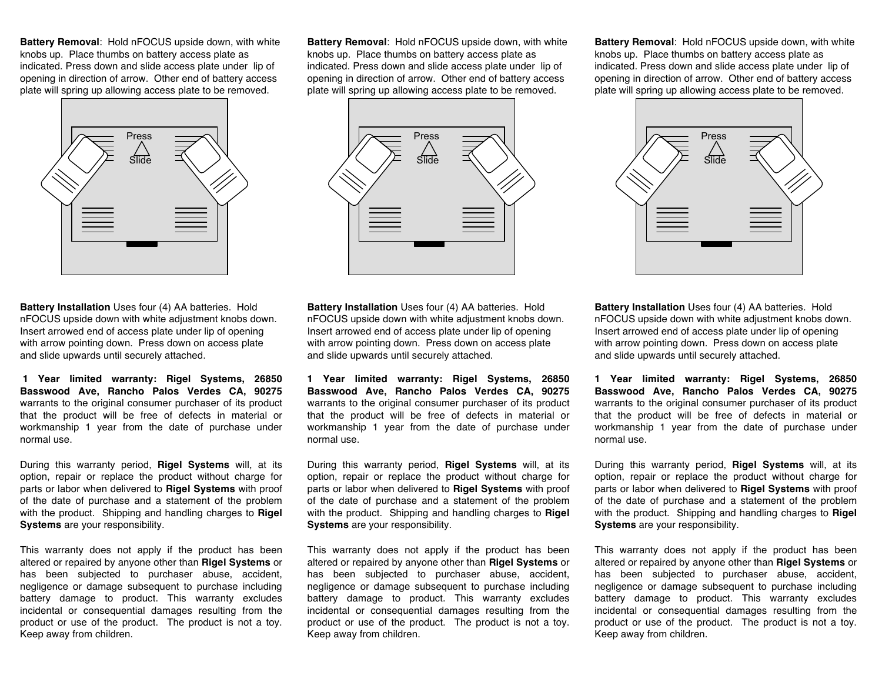**Battery Removal**: Hold nFOCUS upside down, with white knobs up. Place thumbs on battery access plate as indicated. Press down and slide access plate under lip of opening in direction of arrow. Other end of battery access plate will spring up allowing access plate to be removed.

Press

Slide

**Battery Installation** Uses four (4) AA batteries. Hold nFOCUS upside down with white adjustment knobs down. Insert arrowed end of access plate under lip of opening with arrow pointing down. Press down on access plate and slide upwards until securely attached.

**1 Year limited warranty: Rigel Systems, 26850 Basswood Ave, Rancho Palos Verdes CA, 90275** warrants to the original consumer purchaser of its product that the product will be free of defects in material or workmanship 1 year from the date of purchase under normal use.

During this warranty period, **Rigel Systems** will, at its option, repair or replace the product without charge for parts or labor when delivered to **Rigel Systems** with proof of the date of purchase and a statement of the problem with the product. Shipping and handling charges to **Rigel Systems** are your responsibility.

This warranty does not apply if the product has been altered or repaired by anyone other than **Rigel Systems** or has been subjected to purchaser abuse, accident, negligence or damage subsequent to purchase including battery damage to product. This warranty excludes incidental or consequential damages resulting from the product or use of the product. The product is not a toy. Keep away from children.

**Battery Removal**: Hold nFOCUS upside down, with white knobs up. Place thumbs on battery access plate as indicated. Press down and slide access plate under lip of opening in direction of arrow. Other end of battery access plate will spring up allowing access plate to be removed.

Press

Slide

**Battery Installation** Uses four (4) AA batteries. Hold nFOCUS upside down with white adjustment knobs down. Insert arrowed end of access plate under lip of opening with arrow pointing down. Press down on access plate and slide upwards until securely attached.

**1 Year limited warranty: Rigel Systems, 26850 Basswood Ave, Rancho Palos Verdes CA, 90275** warrants to the original consumer purchaser of its product that the product will be free of defects in material or workmanship 1 year from the date of purchase under normal use.

During this warranty period, **Rigel Systems** will, at its option, repair or replace the product without charge for parts or labor when delivered to **Rigel Systems** with proof of the date of purchase and a statement of the problem with the product. Shipping and handling charges to **Rigel Systems** are your responsibility.

This warranty does not apply if the product has been altered or repaired by anyone other than **Rigel Systems** or has been subjected to purchaser abuse, accident, negligence or damage subsequent to purchase including battery damage to product. This warranty excludes incidental or consequential damages resulting from the product or use of the product. The product is not a toy. Keep away from children.

**Battery Removal**: Hold nFOCUS upside down, with white knobs up. Place thumbs on battery access plate as indicated. Press down and slide access plate under lip of opening in direction of arrow. Other end of battery access plate will spring up allowing access plate to be removed.

Press

Slide

**Battery Installation** Uses four (4) AA batteries. Hold nFOCUS upside down with white adjustment knobs down. Insert arrowed end of access plate under lip of opening with arrow pointing down. Press down on access plate and slide upwards until securely attached.

**1 Year limited warranty: Rigel Systems, 26850 Basswood Ave, Rancho Palos Verdes CA, 90275** warrants to the original consumer purchaser of its product that the product will be free of defects in material or workmanship 1 year from the date of purchase under normal use.

During this warranty period, **Rigel Systems** will, at its option, repair or replace the product without charge for parts or labor when delivered to **Rigel Systems** with proof of the date of purchase and a statement of the problem with the product. Shipping and handling charges to **Rigel Systems** are your responsibility.

This warranty does not apply if the product has been altered or repaired by anyone other than **Rigel Systems** or has been subjected to purchaser abuse, accident, negligence or damage subsequent to purchase including battery damage to product. This warranty excludes incidental or consequential damages resulting from the product or use of the product. The product is not a toy. Keep away from children.